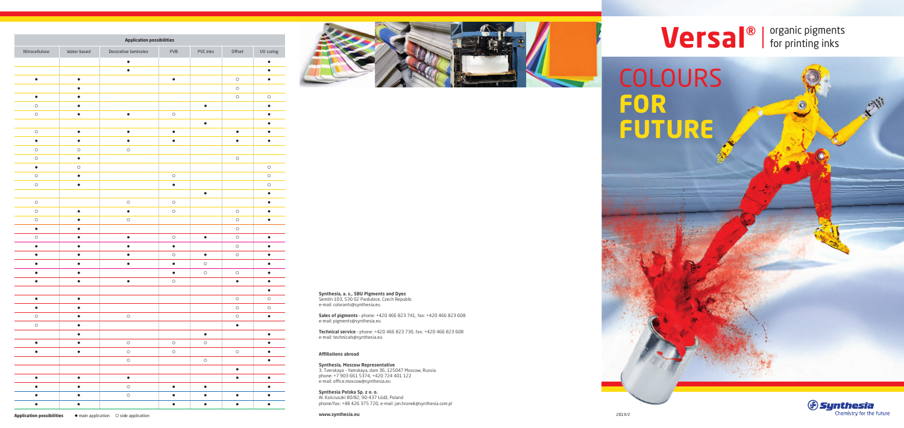| Application possibilities | | | | | | |
|---|---|---|---|---|---|---|
| Nitrocellulose | Water based | Decorative laminates | PVB | PVC inks | Offset | UV curing |
| | | ● | | | | ● |
| | | ● | | | | ● |
| ● | ● | | ● | | ○ | ● |
| | ● | | | | ○ | |
| ● | ● | | | | ○ | ○ |
| ○ | ● | | | ● | | ● |
| ○ | ● | ● | ○ | | | ● |
| | | | | ● | | ● |
| ○ | ● | ● | ● | | ● | ● |
| ● | ● | ● | ● | | ● | ● |
| ○ | ○ | ○ | | | | |
| ○ | ● | | | | ○ | |
| ● | ○ | | | | | ○ |
| ○ | ● | | ○ | | | ○ |
| ○ | ● | | ● | | | ○ |
| | | | | ● | | ● |
| ○ | | ○ | ○ | | | ● |
| ○ | ● | ● | ○ | | ○ | ● |
| ○ | ● | ○ | | | ○ | ● |
| ● | ● | | | | ○ | |
| ○ | ● | ● | ○ | ● | ○ | ● |
| ● | ● | ● | ● | | ○ | ● |
| ● | ● | ● | ○ | ● | ○ | ● |
| ● | ● | ● | ● | ○ | | ● |
| ● | ● | | ● | ○ | ○ | ● |
| ● | ● | ● | ○ | | ● | ● |
| | | | | | | ● |
| ● | ● | | | | ○ | ○ |
| ● | ● | | | | ○ | ○ |
| ○ | ● | ○ | | | ○ | ● |
| ○ | ● | | | | ● | |
| | ● | | | ● | | ● |
| ● | ● | ○ | ○ | ○ | | ● |
| ● | ● | ○ | ○ | | ○ | ● |
| | | ○ | | ○ | | ● |
| | | | | | ● | |
| ● | ● | ● | | | ● | ● |
| ● | ● | ○ | ● | ● | | ● |
| ● | ● | ○ | ● | ● | ● | ● |
| ● | ● | | ● | ● | ● | ● |

**Application possibilities** ● main application ○ side application

**Synthesia, a. s., SBU Pigments and Dyes**
Semtín 103, 530 02 Pardubice, Czech Republic
e-mail: colorants@synthesia.eu

**Sales of pigments** - phone: +420 466 823 741, fax: +420 466 823 608
e-mail: pigments@synthesia.eu

**Technical service** - phone: +420 466 823 730, fax: +420 466 823 608
e-mail: technicals@synthesia.eu

**Affiliations abroad**

**Synthesia, Moscow Representative**
3. Tverskaya - Yamskaya, dom 36, 125047 Moscow, Russia
phone: +7 903 661 5374, +420 724 401 122
e-mail: office.moscow@synthesia.eu

**Synthesia Polska Sp. z o. o.**
Al. Kościuszki 80/82, 90-437 Łódź, Poland
phone/fax: +48 426 375 720, e-mail: jan.hronek@synthesia.com.pl

**www.synthesia.eu**

# Versal® | organic pigments for printing inks

# COLOURS **FOR FUTURE**

Synthesia
Chemistry for the future

2019/2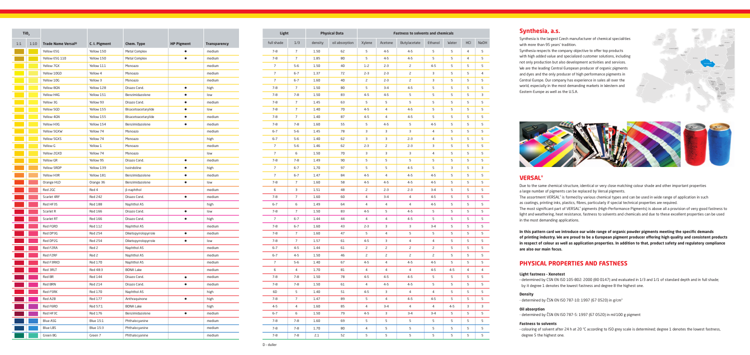| TiO₂ | | | | | | | Light | | Physical Data | | Fastness to solvents and chemicals | | | | | | | |
|---|---|---|---|---|---|---|---|---|---|---|---|---|---|---|---|---|---|---|
| 1:1 | 1:10 | Trade Name Versal® | C. I. Pigment | Chem. Type | HP Pigment | Transparency | full shade | 1/3 | density | oil absorption | Xylene | Acetone | Butylacetate | Ethanol | Water | HCl | NaOH |
| | | Yellow E5G | Yellow 150 | Metal Complex | ● | medium | 7-8 | 7 | 1.50 | 62 | 5 | 4-5 | 4-5 | 5 | 5 | 4 | 5 |
| | | Yellow E5G 110 | Yellow 150 | Metal Complex | ● | medium | 7-8 | 7 | 1.85 | 80 | 5 | 4-5 | 4-5 | 5 | 5 | 4 | 5 |
| | | Yellow 7GX | Yellow 111 | Monoazo | | medium | 7 | 5-6 | 1.50 | 40 | 1-2 | 2-3 | 2 | 4-5 | 5 | 5 | 5 |
| | | Yellow 10GD | Yellow 4 | Monoazo | | medium | 7 | 6-7 | 1.37 | 72 | 2-3 | 2-3 | 2 | 3 | 5 | 5 | 4 |
| | | Yellow 10G | Yellow 3 | Monoazo | | medium | 7 | 6-7 | 1.60 | 40 | 2 | 2-3 | 2 | 3 | 5 | 5 | 5 |
| | | Yellow 8GN | Yellow 128 | Disazo Cond. | ● | high | 7-8 | 7 | 1.50 | 80 | 5 | 3-4 | 4-5 | 5 | 5 | 5 | 5 |
| | | Yellow H4G | Yellow 151 | Benzimidazolone | ● | low | 7-8 | 7-8 | 1.50 | 83 | 4-5 | 4-5 | 5 | 5 | 5 | 5 | 3 |
| | | Yellow 3G | Yellow 93 | Disazo Cond. | ● | medium | 7-8 | 7 | 1.45 | 63 | 5 | 5 | 5 | 5 | 5 | 5 | 5 |
| | | Yellow 5GD | Yellow 155 | Bisacetoacetarylide | ● | low | 7-8 | 7 | 1.40 | 70 | 4-5 | 4 | 4-5 | 5 | 5 | 5 | 5 |
| | | Yellow 4GN | Yellow 155 | Bisacetoacetarylide | ● | medium | 7-8 | 7 | 1.40 | 87 | 4-5 | 4 | 4-5 | 5 | 5 | 5 | 5 |
| | | Yellow H3G | Yellow 154 | Benzimidazolone | ● | medium | 7-8 | 7-8 | 1.60 | 55 | 5 | 4-5 | 5 | 4-5 | 5 | 5 | 5 |
| | | Yellow 5GXW | Yellow 74 | Monoazo | | medium | 6-7 | 5-6 | 1.45 | 78 | 3 | 3 | 3 | 4 | 5 | 5 | 5 |
| | | Yellow 5GXS | Yellow 74 | Monoazo | | high | 6-7 | 5-6 | 1.40 | 62 | 3 | 3 | 2-3 | 4 | 5 | 5 | 5 |
| | | Yellow G | Yellow 1 | Monoazo | | medium | 7 | 5-6 | 1.46 | 62 | 2-3 | 2 | 2-3 | 3 | 5 | 5 | 5 |
| | | Yellow 2GXD | Yellow 74 | Monoazo | | low | 7 | 6 | 1.50 | 70 | 3 | 3 | 3 | 4 | 5 | 5 | 5 |
| | | Yellow GR | Yellow 95 | Disazo Cond. | ● | medium | 7-8 | 7-8 | 1.49 | 90 | 5 | 5 | 5 | 5 | 5 | 5 | 5 |
| | | Yellow 5RDP | Yellow 139 | Isoindoline | ● | high | 7 | 6-7 | 1,70 | 97 | 5 | 5 | 4-5 | 5 | 3 | 5 | 3 |
| | | Yellow H3R | Yellow 181 | Benzimidazolone | ● | medium | 7 | 6-7 | 1.47 | 84 | 4-5 | 4 | 4-5 | 4-5 | 5 | 5 | 5 |
| | | Orange HLD | Orange 36 | Benzimidazolone | ● | low | 7-8 | 7 | 1.60 | 58 | 4-5 | 4-5 | 4-5 | 4-5 | 5 | 5 | 5 |
| | | Red 2GC | Red 4 | β-naphthol | | medium | 6 | 3 | 1.51 | 48 | 2 | 2-3 | 2-3 | 3-4 | 5 | 5 | 5 |
| | | Scarlet 4RF | Red 242 | Disazo Cond. | ● | medium | 7-8 | 7 | 1.60 | 60 | 4 | 3-4 | 4 | 4-5 | 5 | 5 | 5 |
| | | Red HF3S | Red 188 | Naphthol AS | | high | 6-7 | 6 | 1.49 | 64 | 4 | 4 | 4 | 4-5 | 5 | 5 | 5 |
| | | Scarlet R | Red 166 | Disazo Cond. | ● | low | 7-8 | 7 | 1.50 | 83 | 4-5 | 5 | 4-5 | 5 | 5 | 5 | 5 |
| | | Scarlet RT | Red 166 | Disazo Cond. | ● | high | 7 | 6-7 | 1.44 | 44 | 4 | 4 | 4-5 | 5 | 5 | 5 | 5 |
| | | Red FGRD | Red 112 | Naphthol AS | | medium | 7-8 | 6-7 | 1.60 | 43 | 2-3 | 3 | 3 | 3-4 | 5 | 5 | 5 |
| | | Red DP3G | Red 254 | Diketopyrrolopyrrole | ● | medium | 7-8 | 7 | 1.60 | 47 | 5 | 4 | 5 | 5 | 5 | 5 | 5 |
| | | Red DP2G | Red 254 | Diketopyrrolopyrrole | ● | low | 7-8 | 7 | 1.57 | 61 | 4-5 | 3 | 4 | 4 | 5 | 5 | 5 |
| | | Red F2RA | Red 2 | Naphthol AS | | medium | 6-7 | 4-5 | 1.44 | 61 | 2 | 2 | 2 | 2 | 5 | 5 | 5 |
| | | Red F2RF | Red 2 | Naphthol AS | | medium | 6-7 | 4-5 | 1.50 | 46 | 2 | 2 | 2 | 2 | 5 | 5 | 5 |
| | | Red F3RKD | Red 170 | Naphthol AS | | medium | 7 | 5-6 | 1.40 | 67 | 4-5 | 4 | 4-5 | 4-5 | 5 | 5 | 5 |
| | | Red 3RLT | Red 48:3 | BONA Lake | | medium | 6 | 4 | 1.70 | 81 | 4 | 4 | 4 | 4-5 | 4-5 | 4 | 4 |
| | | Red BR | Red 144 | Disazo Cond. | ● | medium | 7-8 | 7-8 | 1.50 | 78 | 4-5 | 4-5 | 4-5 | 5 | 5 | 5 | 5 |
| | | Red BRN | Red 214 | Disazo Cond. | ● | medium | 7-8 | 7-8 | 1.50 | 61 | 4 | 4-5 | 4-5 | 4-5 | 5 | 5 | 5 |
| | | Red F5RK | Red 170 | Naphthol AS | | high | 6D | 5 | 1.40 | 51 | 4-5 | 3 | 4 | 4 | 5 | 5 | 5 |
| | | Red A2B | Red 177 | Anthraquinone | ● | high | 7-8 | 7 | 1.47 | 89 | 5 | 4 | 4-5 | 4-5 | 5 | 5 | 5 |
| | | Red F6RO | Red 57:1 | BONA Lake | | high | 4-5 | 4 | 1.60 | 85 | 4 | 3-4 | 4 | 4 | 4-5 | 3 | 3 |
| | | Red HF3C | Red 176 | Benzimidazolone | ● | medium | 6-7 | 6 | 1.50 | 79 | 4-5 | 3 | 3-4 | 3-4 | 5 | 5 | 5 |
| | | Blue A5G | Blue 15:1 | Phthalocyanine | | medium | 7-8 | 7-8 | 1.60 | 69 | 5 | 5 | 5 | 5 | 5 | 5 | 5 |
| | | Blue L8S | Blue 15:3 | Phthalocyanine | | medium | 7-8 | 7-8 | 1.70 | 80 | 4 | 5 | 5 | 5 | 5 | 5 | 5 |
| | | Green 8G | Green 7 | Phthalocyanine | | medium | 7-8 | 7-8 | 2.1 | 52 | 5 | 5 | 5 | 5 | 5 | 5 | 5 |

D - duller

## Synthesia, a.s.

Synthesia is the largest Czech manufacturer of chemical specialities with more than 95 years' tradition.
Synthesia respects the company objective to offer top products with high added value and specialized customer solutions, including not only production but also development activities and services. We are the leading Central European producer of organic pigments and dyes and the only producer of high performance pigments in Central Europe. Our company has experience in sales all over the world, especially in the most demanding markets in Western and Eastern Europe as well as the U.S.A.

## VERSAL®

Due to the same chemical structure, identical or very close matching colour shade and other important properties a large number of pigments can be replaced by Versal pigments.
The assortment VERSAL® is formed by various chemical types and can be used in wide range of application in such as coatings, printing inks, plastics, fibres, particularly if special technical properties are required.
The most significant part of VERSAL® pigments (High-Performance Pigments) is above all a provision of very good fastness to light and weathering, heat resistance, fastness to solvents and chemicals and due to these excellent properties can be used in the most demanding applications.

**In this pattern card we introduce our wide range of organic powder pigments meeting the specific demands of printing industry. We are proud to be a European pigment producer offering high quality and consistent products in respect of colour as well as application properties. In addition to that, product safety and regulatory compliance are also our main focus.**

## PHYSICAL PROPERTIES AND FASTNESS

### Light fastness - Xenotest

- determined by CSN EN ISO 105-B02: 2000 (80 0147) and evaluated in 1/3 and 1/1 of standard depth and in full shade; by it degree 1 denotes the lowest fastness and degree 8 the highest one.

### Density

- determined by ČSN EN ISO 787-10: 1997 (67 0520) in g/cm³

### Oil absorption

- determined by ČSN EN ISO 787-5: 1997 (67 0520) in ml/100 g pigment

### Fastness to solvents

- colouring of solvent after 24 h at 20 °C according to ISO grey scale is determined; degree 1 denotes the lowest fastness, degree 5 the highest one.